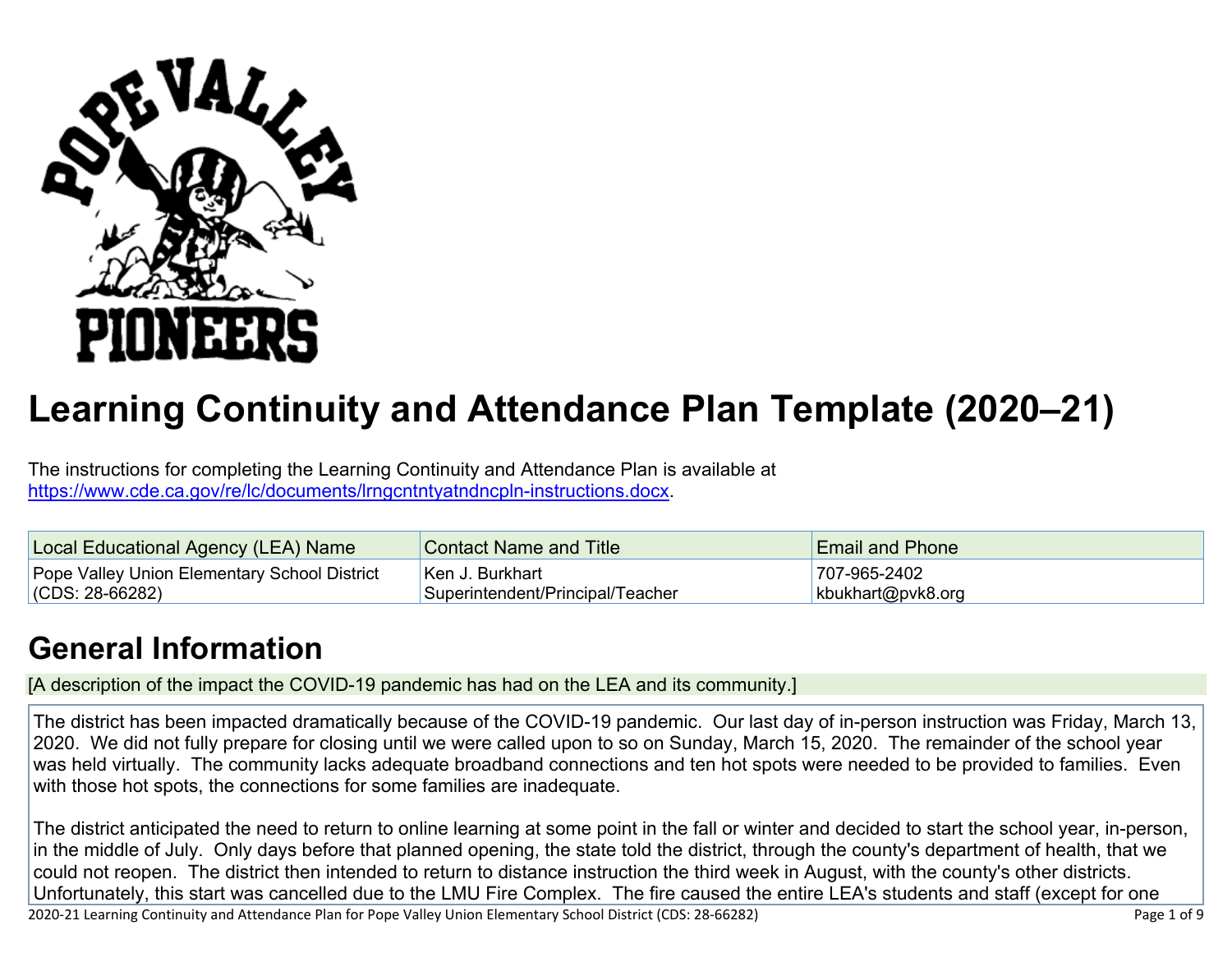# Learning Continuity and Attendance Plan Template (2020–21)

The instructions for completing the Learning Continuity and Attendance Plan is available at https://www.cde.ca.gov/re/lc/documents/lrngcntntyatndncpln-instructions.docx.

| Local Educational Agency (LEA) Name | Contact Name and Title | Email and Phone |
|---|---|---|
| Pope Valley Union Elementary School District (CDS: 28-66282) | Ken J. Burkhart Superintendent/Principal/Teacher | 707-965-2402 kbukhart@pvk8.org |

## General Information

[A description of the impact the COVID-19 pandemic has had on the LEA and its community.]

The district has been impacted dramatically because of the COVID-19 pandemic. Our last day of in-person instruction was Friday, March 13, 2020. We did not fully prepare for closing until we were called upon to so on Sunday, March 15, 2020. The remainder of the school year was held virtually. The community lacks adequate broadband connections and ten hot spots were needed to be provided to families. Even with those hot spots, the connections for some families are inadequate.

The district anticipated the need to return to online learning at some point in the fall or winter and decided to start the school year, in-person, in the middle of July. Only days before that planned opening, the state told the district, through the county's department of health, that we could not reopen. The district then intended to return to distance instruction the third week in August, with the county's other districts. Unfortunately, this start was cancelled due to the LMU Fire Complex. The fire caused the entire LEA's students and staff (except for one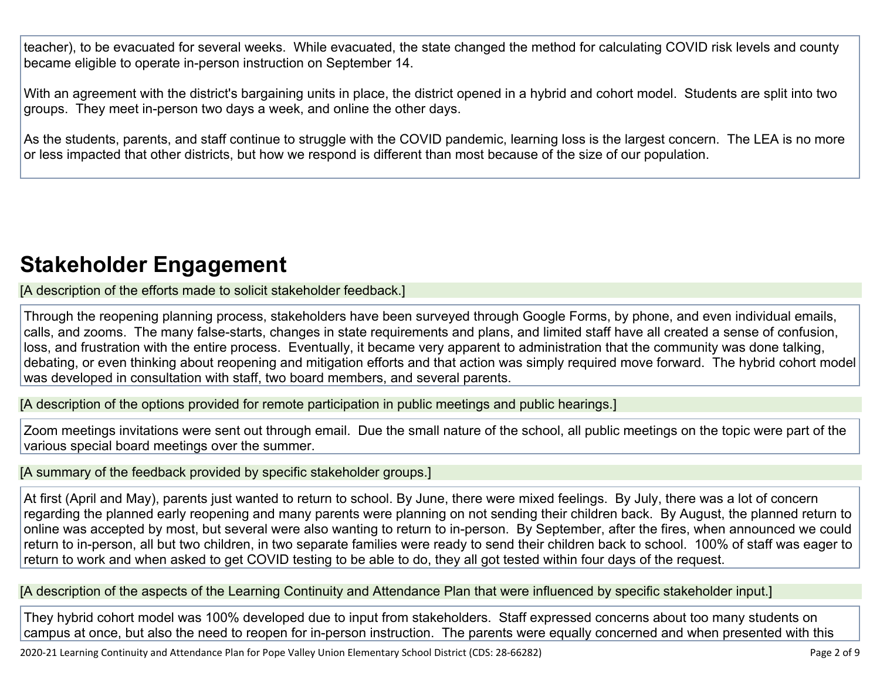teacher), to be evacuated for several weeks. While evacuated, the state changed the method for calculating COVID risk levels and county became eligible to operate in-person instruction on September 14.

With an agreement with the district's bargaining units in place, the district opened in a hybrid and cohort model. Students are split into two groups. They meet in-person two days a week, and online the other days.

As the students, parents, and staff continue to struggle with the COVID pandemic, learning loss is the largest concern. The LEA is no more or less impacted that other districts, but how we respond is different than most because of the size of our population.

# Stakeholder Engagement

[A description of the efforts made to solicit stakeholder feedback.]

Through the reopening planning process, stakeholders have been surveyed through Google Forms, by phone, and even individual emails, calls, and zooms. The many false-starts, changes in state requirements and plans, and limited staff have all created a sense of confusion, loss, and frustration with the entire process. Eventually, it became very apparent to administration that the community was done talking, debating, or even thinking about reopening and mitigation efforts and that action was simply required move forward. The hybrid cohort model was developed in consultation with staff, two board members, and several parents.

[A description of the options provided for remote participation in public meetings and public hearings.]

Zoom meetings invitations were sent out through email. Due the small nature of the school, all public meetings on the topic were part of the various special board meetings over the summer.

[A summary of the feedback provided by specific stakeholder groups.]

At first (April and May), parents just wanted to return to school. By June, there were mixed feelings. By July, there was a lot of concern regarding the planned early reopening and many parents were planning on not sending their children back. By August, the planned return to online was accepted by most, but several were also wanting to return to in-person. By September, after the fires, when announced we could return to in-person, all but two children, in two separate families were ready to send their children back to school. 100% of staff was eager to return to work and when asked to get COVID testing to be able to do, they all got tested within four days of the request.

[A description of the aspects of the Learning Continuity and Attendance Plan that were influenced by specific stakeholder input.]

They hybrid cohort model was 100% developed due to input from stakeholders. Staff expressed concerns about too many students on campus at once, but also the need to reopen for in-person instruction. The parents were equally concerned and when presented with this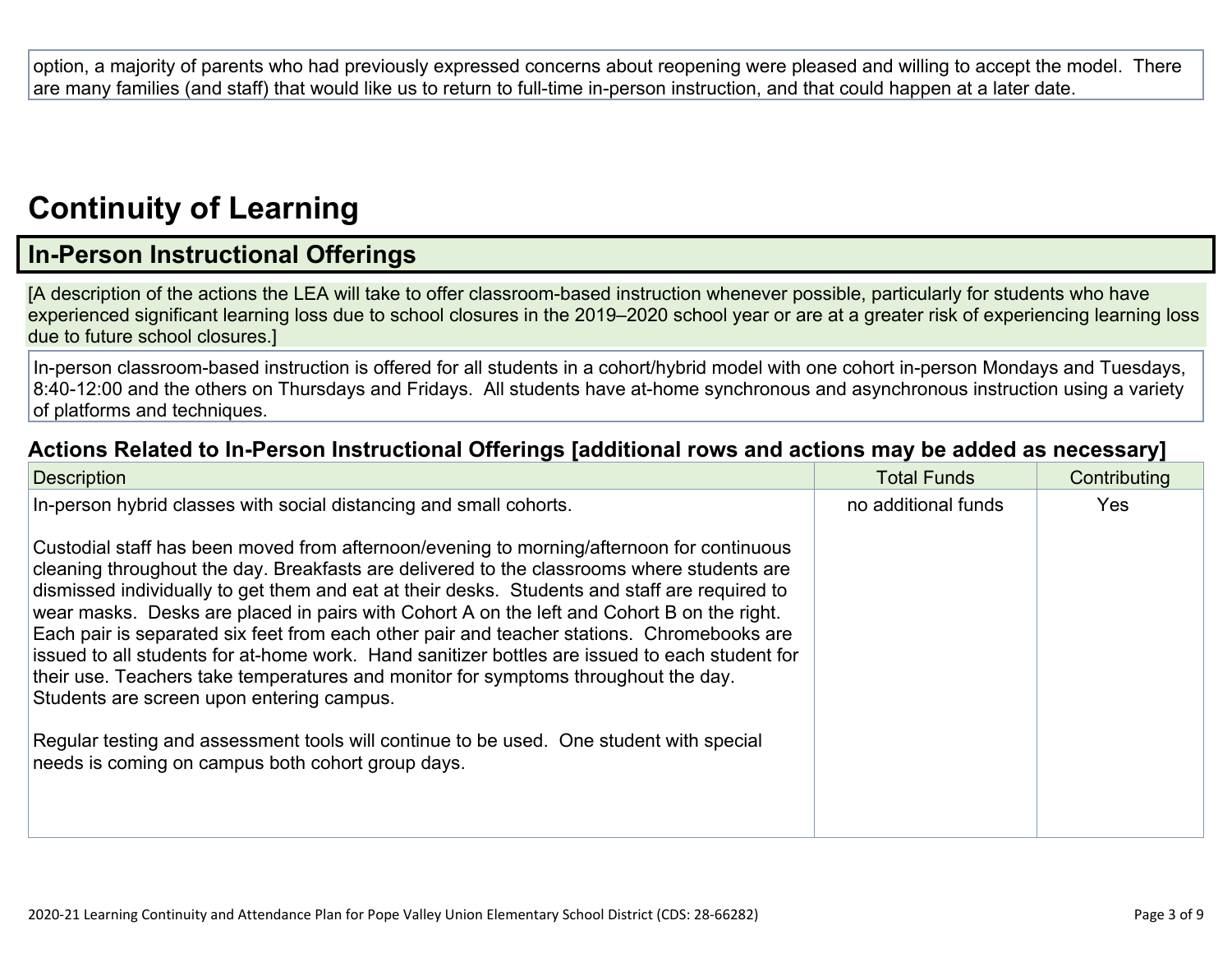option, a majority of parents who had previously expressed concerns about reopening were pleased and willing to accept the model. There are many families (and staff) that would like us to return to full-time in-person instruction, and that could happen at a later date.

# Continuity of Learning

## In-Person Instructional Offerings

[A description of the actions the LEA will take to offer classroom-based instruction whenever possible, particularly for students who have experienced significant learning loss due to school closures in the 2019–2020 school year or are at a greater risk of experiencing learning loss due to future school closures.]

In-person classroom-based instruction is offered for all students in a cohort/hybrid model with one cohort in-person Mondays and Tuesdays, 8:40-12:00 and the others on Thursdays and Fridays. All students have at-home synchronous and asynchronous instruction using a variety of platforms and techniques.

### Actions Related to In-Person Instructional Offerings [additional rows and actions may be added as necessary]

| Description | Total Funds | Contributing |
|---|---|---|
| In-person hybrid classes with social distancing and small cohorts.<br><br>Custodial staff has been moved from afternoon/evening to morning/afternoon for continuous cleaning throughout the day. Breakfasts are delivered to the classrooms where students are dismissed individually to get them and eat at their desks. Students and staff are required to wear masks. Desks are placed in pairs with Cohort A on the left and Cohort B on the right. Each pair is separated six feet from each other pair and teacher stations. Chromebooks are issued to all students for at-home work. Hand sanitizer bottles are issued to each student for their use. Teachers take temperatures and monitor for symptoms throughout the day. Students are screen upon entering campus.<br><br>Regular testing and assessment tools will continue to be used. One student with special needs is coming on campus both cohort group days. | no additional funds | Yes |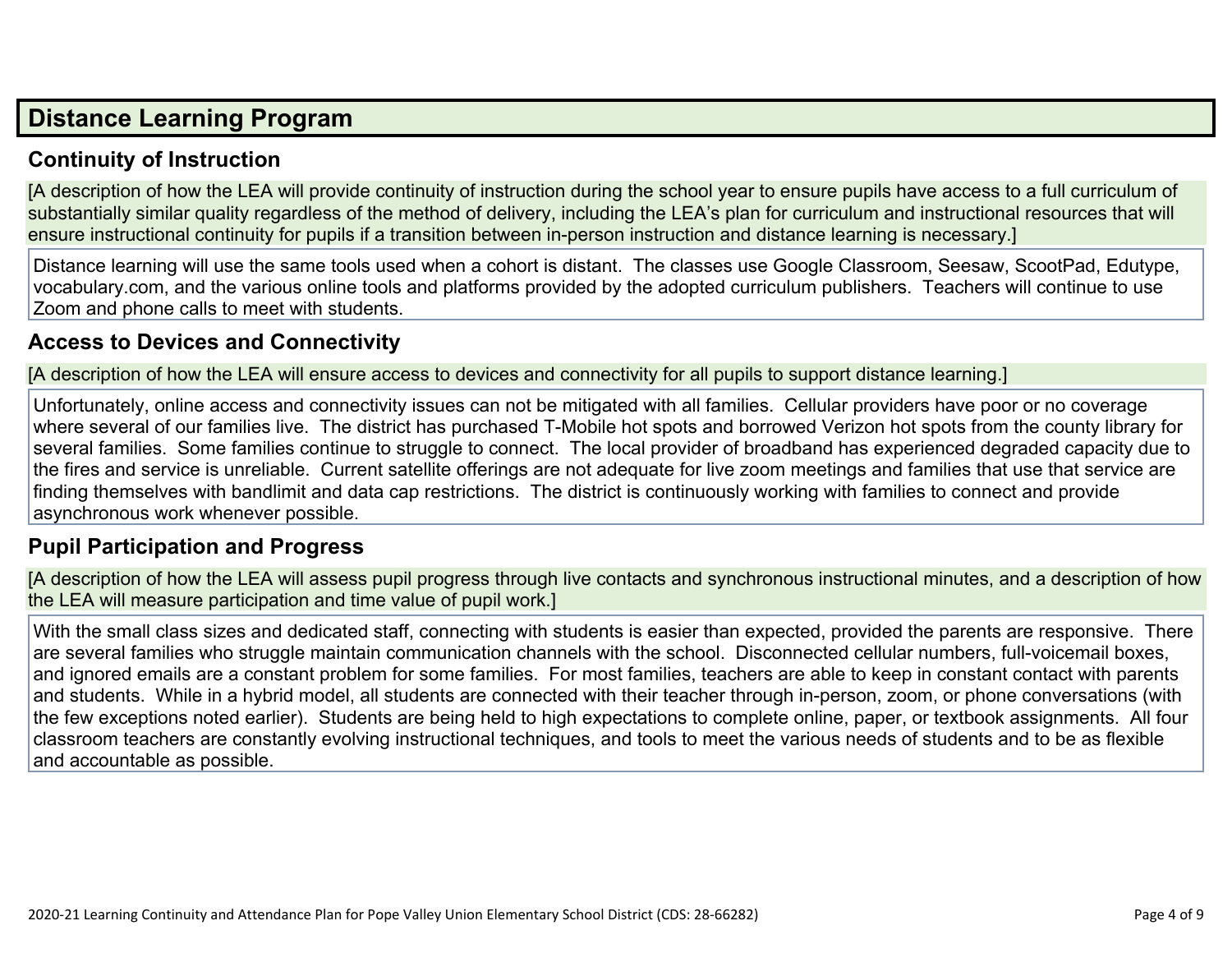# Distance Learning Program

## Continuity of Instruction

[A description of how the LEA will provide continuity of instruction during the school year to ensure pupils have access to a full curriculum of substantially similar quality regardless of the method of delivery, including the LEA's plan for curriculum and instructional resources that will ensure instructional continuity for pupils if a transition between in-person instruction and distance learning is necessary.]

Distance learning will use the same tools used when a cohort is distant. The classes use Google Classroom, Seesaw, ScootPad, Edutype, vocabulary.com, and the various online tools and platforms provided by the adopted curriculum publishers. Teachers will continue to use Zoom and phone calls to meet with students.

## Access to Devices and Connectivity

[A description of how the LEA will ensure access to devices and connectivity for all pupils to support distance learning.]

Unfortunately, online access and connectivity issues can not be mitigated with all families. Cellular providers have poor or no coverage where several of our families live. The district has purchased T-Mobile hot spots and borrowed Verizon hot spots from the county library for several families. Some families continue to struggle to connect. The local provider of broadband has experienced degraded capacity due to the fires and service is unreliable. Current satellite offerings are not adequate for live zoom meetings and families that use that service are finding themselves with bandlimit and data cap restrictions. The district is continuously working with families to connect and provide asynchronous work whenever possible.

## Pupil Participation and Progress

[A description of how the LEA will assess pupil progress through live contacts and synchronous instructional minutes, and a description of how the LEA will measure participation and time value of pupil work.]

With the small class sizes and dedicated staff, connecting with students is easier than expected, provided the parents are responsive. There are several families who struggle maintain communication channels with the school. Disconnected cellular numbers, full-voicemail boxes, and ignored emails are a constant problem for some families. For most families, teachers are able to keep in constant contact with parents and students. While in a hybrid model, all students are connected with their teacher through in-person, zoom, or phone conversations (with the few exceptions noted earlier). Students are being held to high expectations to complete online, paper, or textbook assignments. All four classroom teachers are constantly evolving instructional techniques, and tools to meet the various needs of students and to be as flexible and accountable as possible.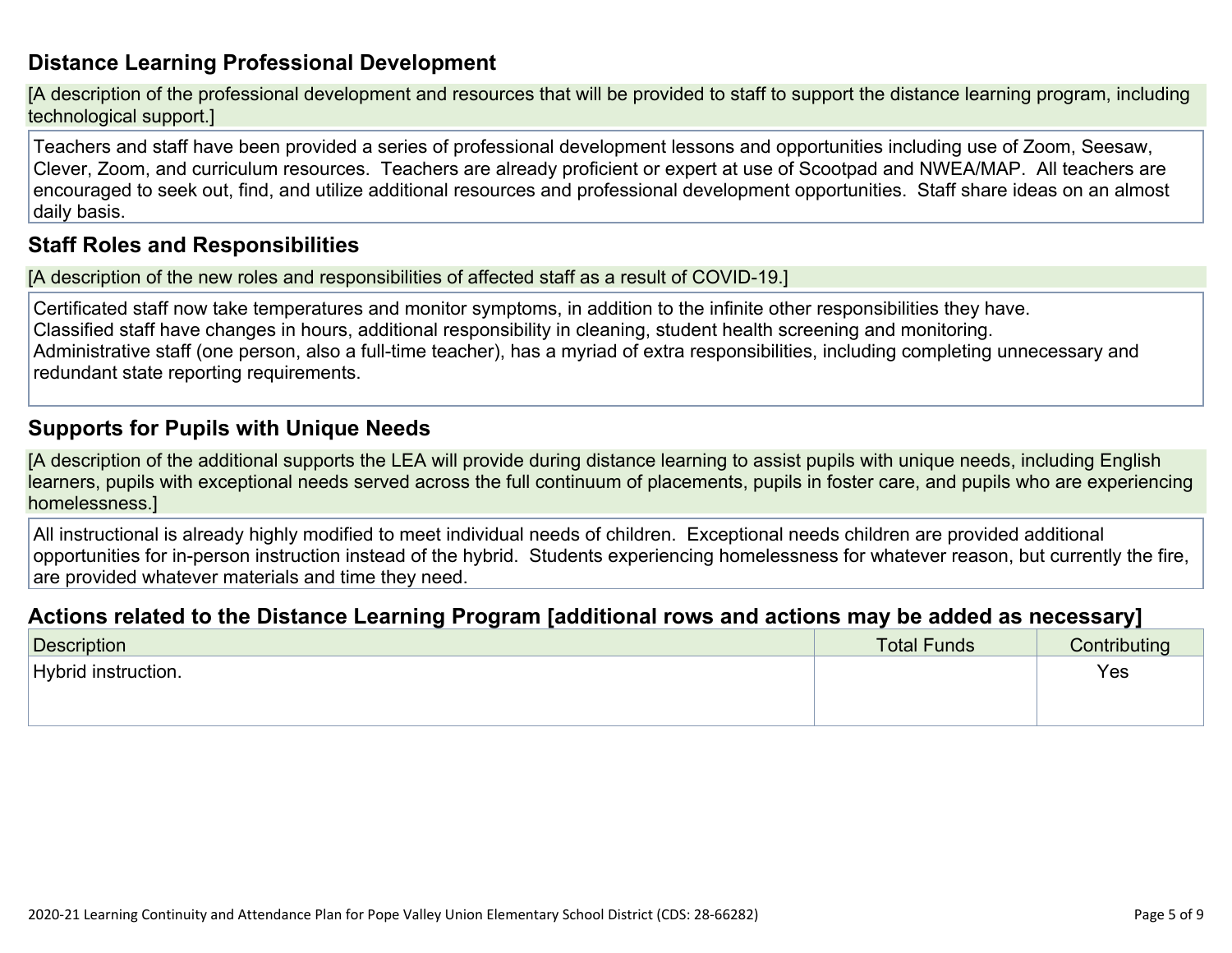## Distance Learning Professional Development

[A description of the professional development and resources that will be provided to staff to support the distance learning program, including technological support.]

Teachers and staff have been provided a series of professional development lessons and opportunities including use of Zoom, Seesaw, Clever, Zoom, and curriculum resources. Teachers are already proficient or expert at use of Scootpad and NWEA/MAP. All teachers are encouraged to seek out, find, and utilize additional resources and professional development opportunities. Staff share ideas on an almost daily basis.

## Staff Roles and Responsibilities

[A description of the new roles and responsibilities of affected staff as a result of COVID-19.]

Certificated staff now take temperatures and monitor symptoms, in addition to the infinite other responsibilities they have.
Classified staff have changes in hours, additional responsibility in cleaning, student health screening and monitoring.
Administrative staff (one person, also a full-time teacher), has a myriad of extra responsibilities, including completing unnecessary and redundant state reporting requirements.

## Supports for Pupils with Unique Needs

[A description of the additional supports the LEA will provide during distance learning to assist pupils with unique needs, including English learners, pupils with exceptional needs served across the full continuum of placements, pupils in foster care, and pupils who are experiencing homelessness.]

All instructional is already highly modified to meet individual needs of children. Exceptional needs children are provided additional opportunities for in-person instruction instead of the hybrid. Students experiencing homelessness for whatever reason, but currently the fire, are provided whatever materials and time they need.

## Actions related to the Distance Learning Program [additional rows and actions may be added as necessary]

| Description | Total Funds | Contributing |
|---|---|---|
| Hybrid instruction. | | Yes |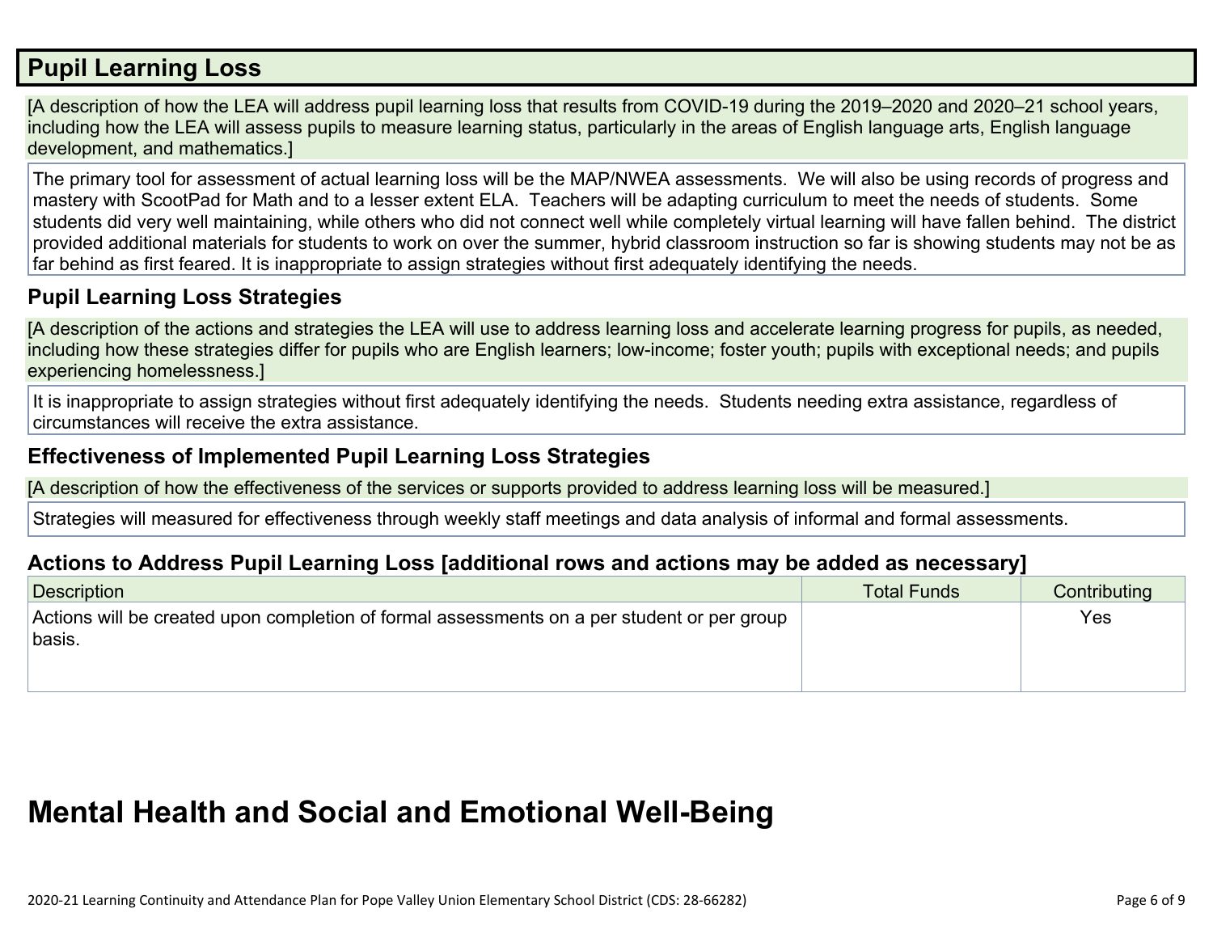## Pupil Learning Loss

[A description of how the LEA will address pupil learning loss that results from COVID-19 during the 2019–2020 and 2020–21 school years, including how the LEA will assess pupils to measure learning status, particularly in the areas of English language arts, English language development, and mathematics.]

The primary tool for assessment of actual learning loss will be the MAP/NWEA assessments. We will also be using records of progress and mastery with ScootPad for Math and to a lesser extent ELA. Teachers will be adapting curriculum to meet the needs of students. Some students did very well maintaining, while others who did not connect well while completely virtual learning will have fallen behind. The district provided additional materials for students to work on over the summer, hybrid classroom instruction so far is showing students may not be as far behind as first feared. It is inappropriate to assign strategies without first adequately identifying the needs.

### Pupil Learning Loss Strategies

[A description of the actions and strategies the LEA will use to address learning loss and accelerate learning progress for pupils, as needed, including how these strategies differ for pupils who are English learners; low-income; foster youth; pupils with exceptional needs; and pupils experiencing homelessness.]

It is inappropriate to assign strategies without first adequately identifying the needs. Students needing extra assistance, regardless of circumstances will receive the extra assistance.

### Effectiveness of Implemented Pupil Learning Loss Strategies

[A description of how the effectiveness of the services or supports provided to address learning loss will be measured.]

Strategies will measured for effectiveness through weekly staff meetings and data analysis of informal and formal assessments.

### Actions to Address Pupil Learning Loss [additional rows and actions may be added as necessary]

| Description | Total Funds | Contributing |
|---|---|---|
| Actions will be created upon completion of formal assessments on a per student or per group basis. | | Yes |

# Mental Health and Social and Emotional Well-Being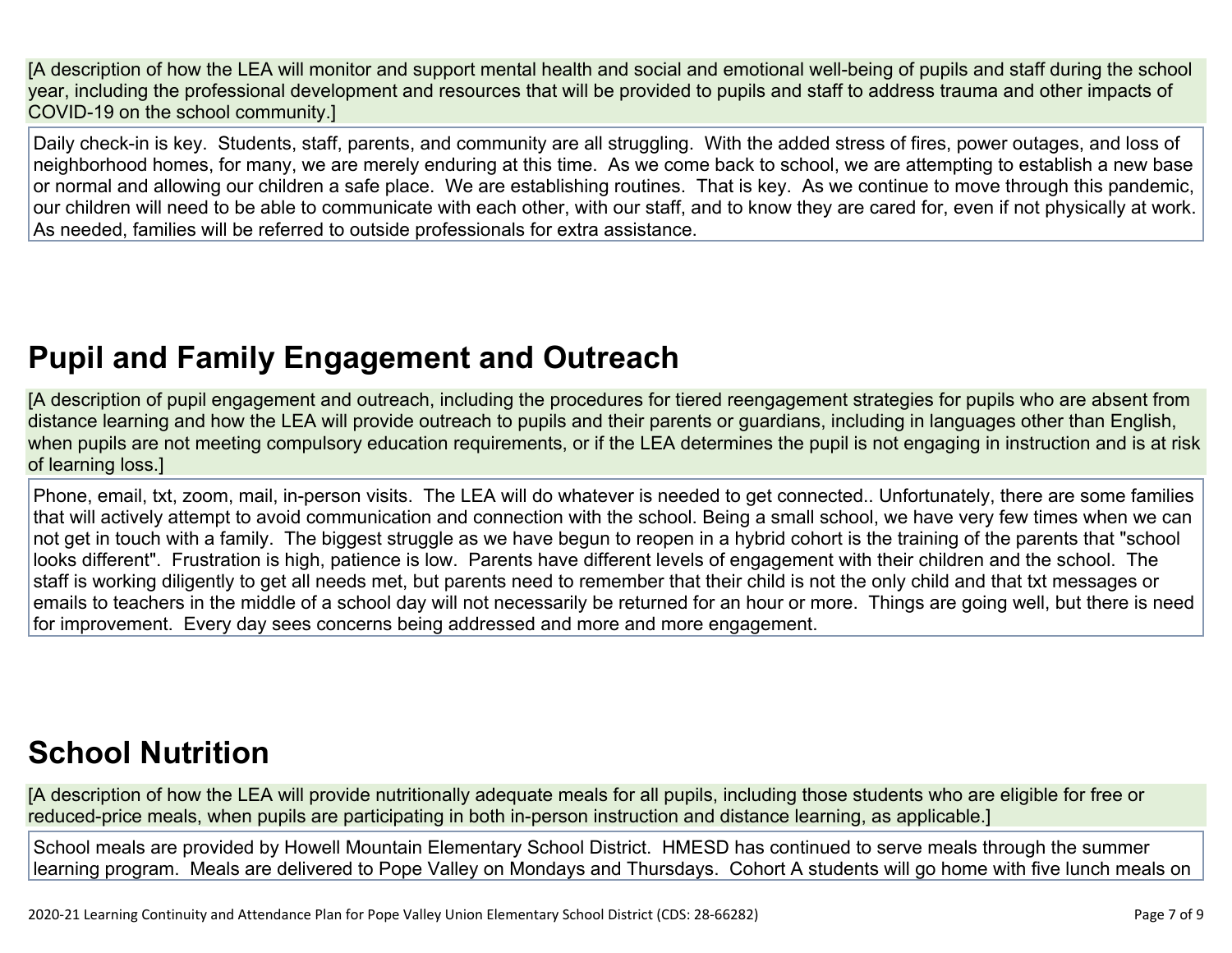[A description of how the LEA will monitor and support mental health and social and emotional well-being of pupils and staff during the school year, including the professional development and resources that will be provided to pupils and staff to address trauma and other impacts of COVID-19 on the school community.]

Daily check-in is key.  Students, staff, parents, and community are all struggling.  With the added stress of fires, power outages, and loss of neighborhood homes, for many, we are merely enduring at this time.  As we come back to school, we are attempting to establish a new base or normal and allowing our children a safe place.  We are establishing routines.  That is key.  As we continue to move through this pandemic, our children will need to be able to communicate with each other, with our staff, and to know they are cared for, even if not physically at work.  As needed, families will be referred to outside professionals for extra assistance.

## Pupil and Family Engagement and Outreach

[A description of pupil engagement and outreach, including the procedures for tiered reengagement strategies for pupils who are absent from distance learning and how the LEA will provide outreach to pupils and their parents or guardians, including in languages other than English, when pupils are not meeting compulsory education requirements, or if the LEA determines the pupil is not engaging in instruction and is at risk of learning loss.]

Phone, email, txt, zoom, mail, in-person visits.  The LEA will do whatever is needed to get connected.. Unfortunately, there are some families that will actively attempt to avoid communication and connection with the school. Being a small school, we have very few times when we can not get in touch with a family.  The biggest struggle as we have begun to reopen in a hybrid cohort is the training of the parents that "school looks different".  Frustration is high, patience is low.  Parents have different levels of engagement with their children and the school.  The staff is working diligently to get all needs met, but parents need to remember that their child is not the only child and that txt messages or emails to teachers in the middle of a school day will not necessarily be returned for an hour or more.  Things are going well, but there is need for improvement.  Every day sees concerns being addressed and more and more engagement.

## School Nutrition

[A description of how the LEA will provide nutritionally adequate meals for all pupils, including those students who are eligible for free or reduced-price meals, when pupils are participating in both in-person instruction and distance learning, as applicable.]

School meals are provided by Howell Mountain Elementary School District.  HMESD has continued to serve meals through the summer learning program.  Meals are delivered to Pope Valley on Mondays and Thursdays.  Cohort A students will go home with five lunch meals on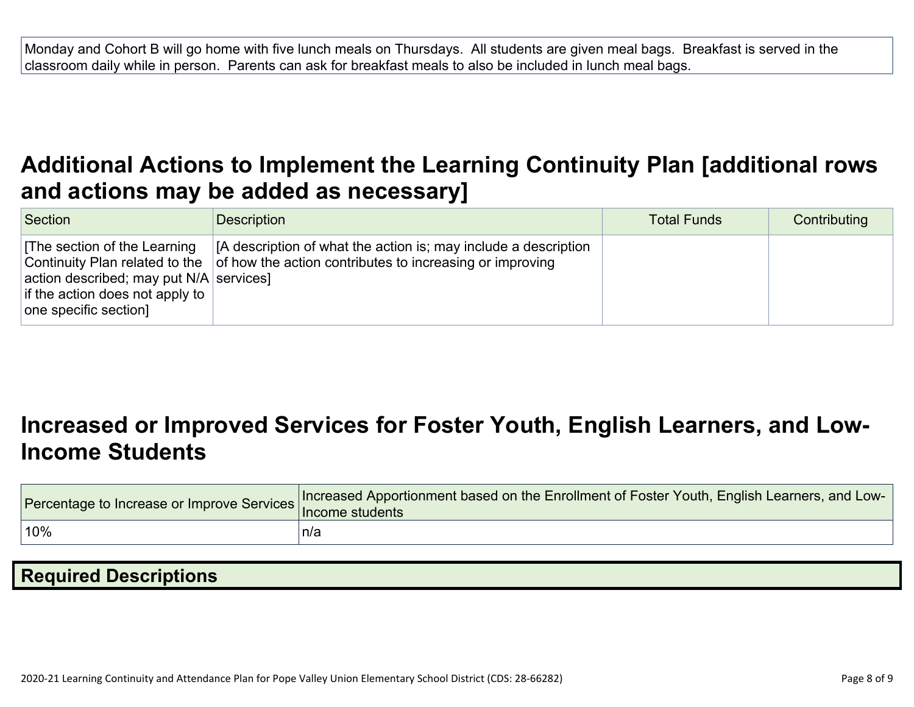| Monday and Cohort B will go home with five lunch meals on Thursdays. All students are given meal bags. Breakfast is served in the classroom daily while in person. Parents can ask for breakfast meals to also be included in lunch meal bags. |
|---|

## Additional Actions to Implement the Learning Continuity Plan [additional rows and actions may be added as necessary]

| Section | Description | Total Funds | Contributing |
|---|---|---|---|
| [The section of the Learning Continuity Plan related to the action described; may put N/A if the action does not apply to one specific section] | [A description of what the action is; may include a description of how the action contributes to increasing or improving services] | | |

## Increased or Improved Services for Foster Youth, English Learners, and Low-Income Students

| Percentage to Increase or Improve Services | Increased Apportionment based on the Enrollment of Foster Youth, English Learners, and Low-Income students |
|---|---|
| 10% | n/a |

### Required Descriptions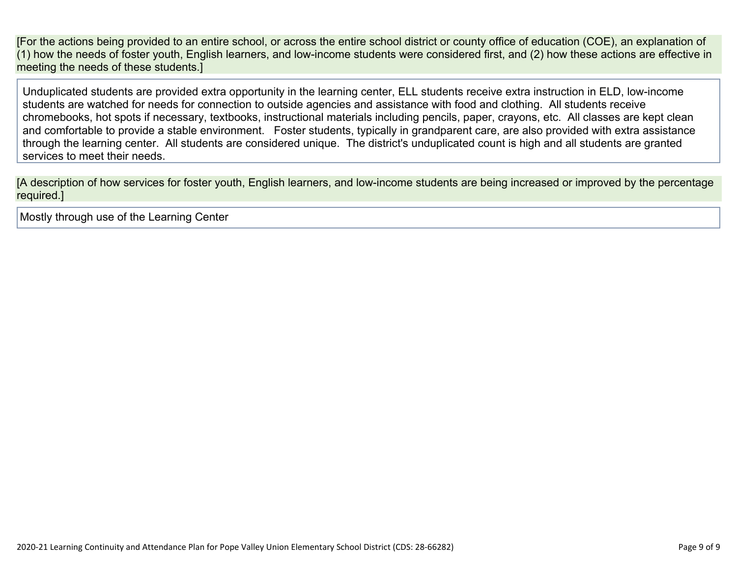[For the actions being provided to an entire school, or across the entire school district or county office of education (COE), an explanation of (1) how the needs of foster youth, English learners, and low-income students were considered first, and (2) how these actions are effective in meeting the needs of these students.]

Unduplicated students are provided extra opportunity in the learning center, ELL students receive extra instruction in ELD, low-income students are watched for needs for connection to outside agencies and assistance with food and clothing. All students receive chromebooks, hot spots if necessary, textbooks, instructional materials including pencils, paper, crayons, etc. All classes are kept clean and comfortable to provide a stable environment. Foster students, typically in grandparent care, are also provided with extra assistance through the learning center. All students are considered unique. The district's unduplicated count is high and all students are granted services to meet their needs.

[A description of how services for foster youth, English learners, and low-income students are being increased or improved by the percentage required.]

Mostly through use of the Learning Center